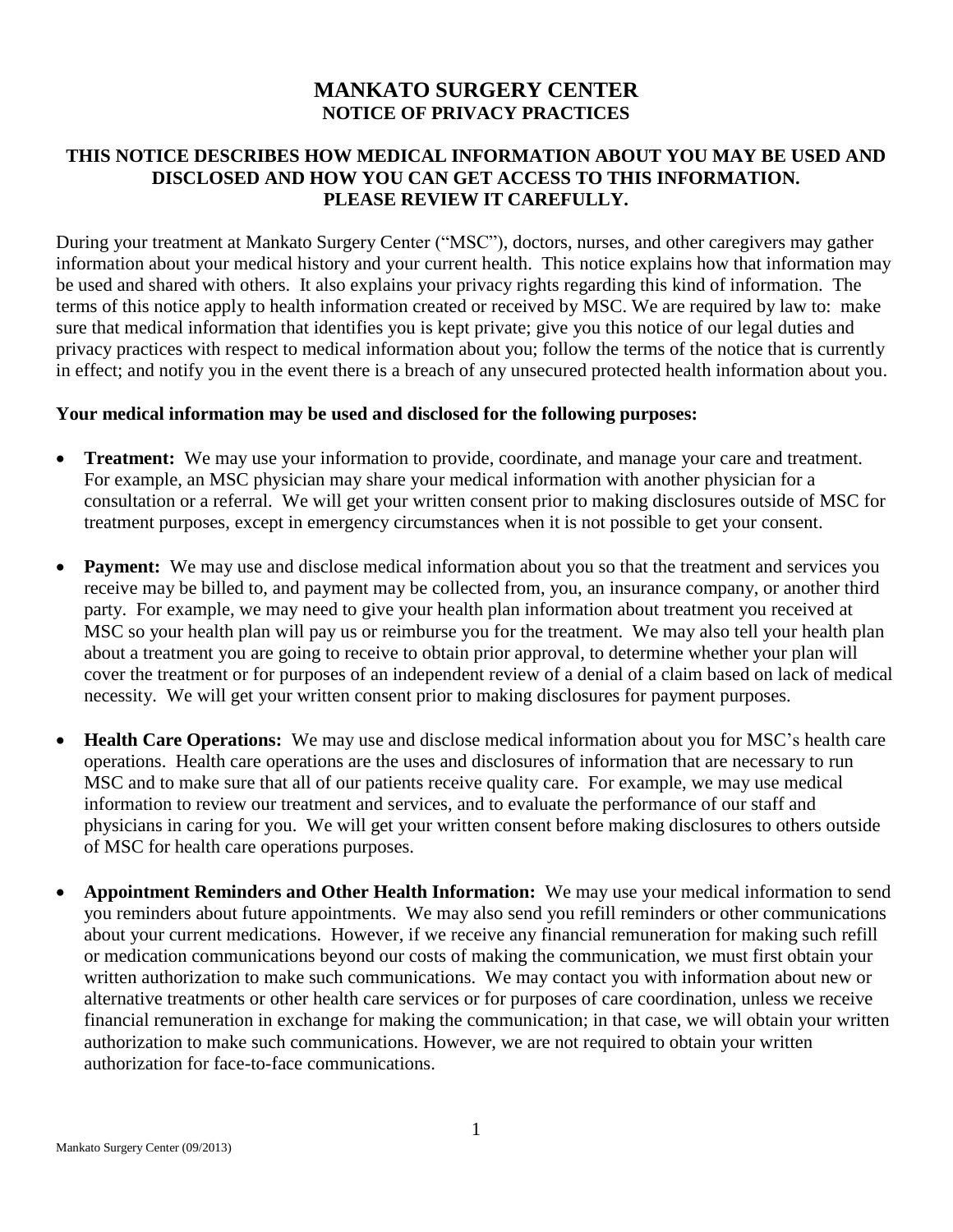# MANKATO SURGERY CENTER
## NOTICE OF PRIVACY PRACTICES

### THIS NOTICE DESCRIBES HOW MEDICAL INFORMATION ABOUT YOU MAY BE USED AND DISCLOSED AND HOW YOU CAN GET ACCESS TO THIS INFORMATION. PLEASE REVIEW IT CAREFULLY.

During your treatment at Mankato Surgery Center ("MSC"), doctors, nurses, and other caregivers may gather information about your medical history and your current health. This notice explains how that information may be used and shared with others. It also explains your privacy rights regarding this kind of information. The terms of this notice apply to health information created or received by MSC. We are required by law to: make sure that medical information that identifies you is kept private; give you this notice of our legal duties and privacy practices with respect to medical information about you; follow the terms of the notice that is currently in effect; and notify you in the event there is a breach of any unsecured protected health information about you.

**Your medical information may be used and disclosed for the following purposes:**

- **Treatment:** We may use your information to provide, coordinate, and manage your care and treatment. For example, an MSC physician may share your medical information with another physician for a consultation or a referral. We will get your written consent prior to making disclosures outside of MSC for treatment purposes, except in emergency circumstances when it is not possible to get your consent.

- **Payment:** We may use and disclose medical information about you so that the treatment and services you receive may be billed to, and payment may be collected from, you, an insurance company, or another third party. For example, we may need to give your health plan information about treatment you received at MSC so your health plan will pay us or reimburse you for the treatment. We may also tell your health plan about a treatment you are going to receive to obtain prior approval, to determine whether your plan will cover the treatment or for purposes of an independent review of a denial of a claim based on lack of medical necessity. We will get your written consent prior to making disclosures for payment purposes.

- **Health Care Operations:** We may use and disclose medical information about you for MSC's health care operations. Health care operations are the uses and disclosures of information that are necessary to run MSC and to make sure that all of our patients receive quality care. For example, we may use medical information to review our treatment and services, and to evaluate the performance of our staff and physicians in caring for you. We will get your written consent before making disclosures to others outside of MSC for health care operations purposes.

- **Appointment Reminders and Other Health Information:** We may use your medical information to send you reminders about future appointments. We may also send you refill reminders or other communications about your current medications. However, if we receive any financial remuneration for making such refill or medication communications beyond our costs of making the communication, we must first obtain your written authorization to make such communications. We may contact you with information about new or alternative treatments or other health care services or for purposes of care coordination, unless we receive financial remuneration in exchange for making the communication; in that case, we will obtain your written authorization to make such communications. However, we are not required to obtain your written authorization for face-to-face communications.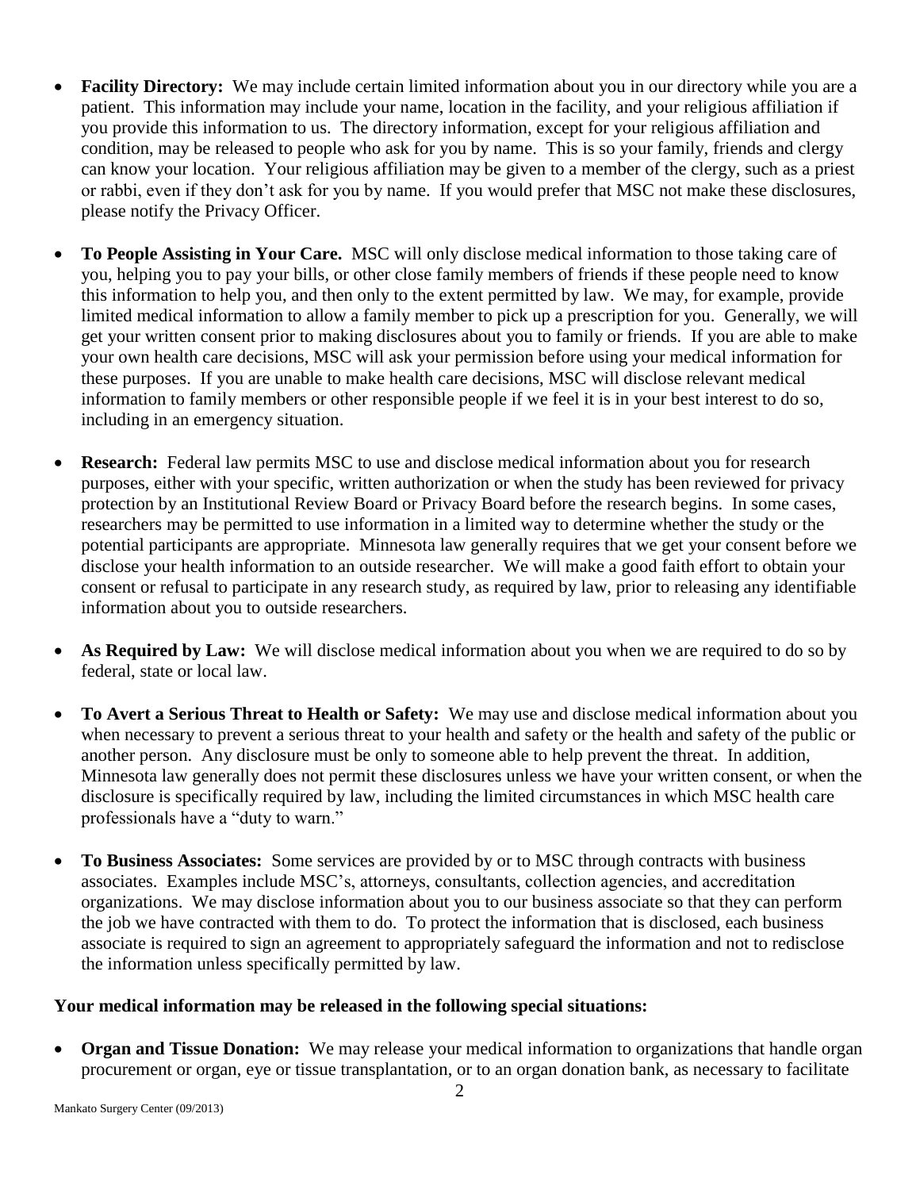- **Facility Directory:** We may include certain limited information about you in our directory while you are a patient. This information may include your name, location in the facility, and your religious affiliation if you provide this information to us. The directory information, except for your religious affiliation and condition, may be released to people who ask for you by name. This is so your family, friends and clergy can know your location. Your religious affiliation may be given to a member of the clergy, such as a priest or rabbi, even if they don't ask for you by name. If you would prefer that MSC not make these disclosures, please notify the Privacy Officer.

- **To People Assisting in Your Care.** MSC will only disclose medical information to those taking care of you, helping you to pay your bills, or other close family members of friends if these people need to know this information to help you, and then only to the extent permitted by law. We may, for example, provide limited medical information to allow a family member to pick up a prescription for you. Generally, we will get your written consent prior to making disclosures about you to family or friends. If you are able to make your own health care decisions, MSC will ask your permission before using your medical information for these purposes. If you are unable to make health care decisions, MSC will disclose relevant medical information to family members or other responsible people if we feel it is in your best interest to do so, including in an emergency situation.

- **Research:** Federal law permits MSC to use and disclose medical information about you for research purposes, either with your specific, written authorization or when the study has been reviewed for privacy protection by an Institutional Review Board or Privacy Board before the research begins. In some cases, researchers may be permitted to use information in a limited way to determine whether the study or the potential participants are appropriate. Minnesota law generally requires that we get your consent before we disclose your health information to an outside researcher. We will make a good faith effort to obtain your consent or refusal to participate in any research study, as required by law, prior to releasing any identifiable information about you to outside researchers.

- **As Required by Law:** We will disclose medical information about you when we are required to do so by federal, state or local law.

- **To Avert a Serious Threat to Health or Safety:** We may use and disclose medical information about you when necessary to prevent a serious threat to your health and safety or the health and safety of the public or another person. Any disclosure must be only to someone able to help prevent the threat. In addition, Minnesota law generally does not permit these disclosures unless we have your written consent, or when the disclosure is specifically required by law, including the limited circumstances in which MSC health care professionals have a "duty to warn."

- **To Business Associates:** Some services are provided by or to MSC through contracts with business associates. Examples include MSC's, attorneys, consultants, collection agencies, and accreditation organizations. We may disclose information about you to our business associate so that they can perform the job we have contracted with them to do. To protect the information that is disclosed, each business associate is required to sign an agreement to appropriately safeguard the information and not to redisclose the information unless specifically permitted by law.

**Your medical information may be released in the following special situations:**

- **Organ and Tissue Donation:** We may release your medical information to organizations that handle organ procurement or organ, eye or tissue transplantation, or to an organ donation bank, as necessary to facilitate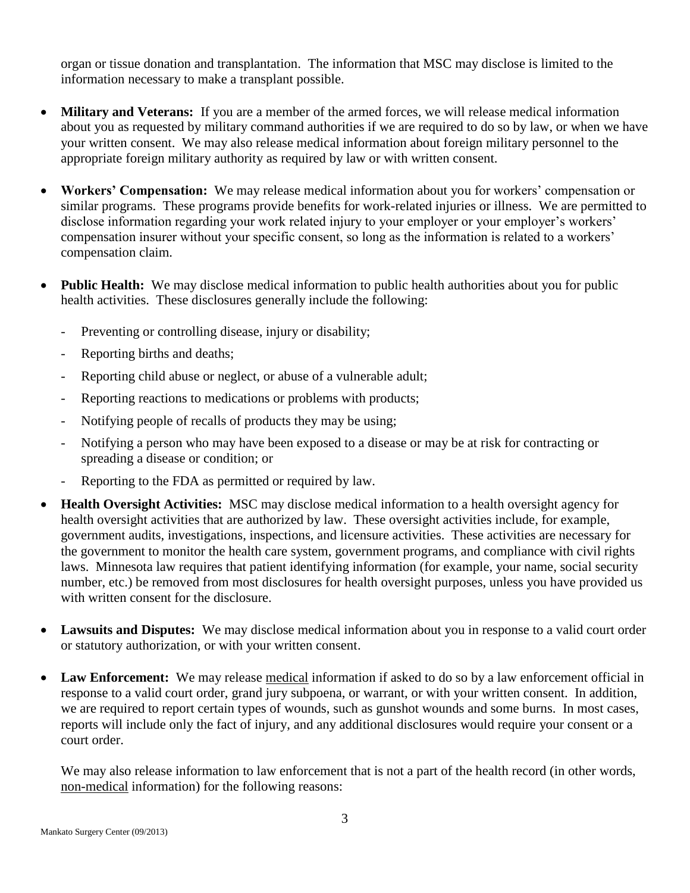organ or tissue donation and transplantation. The information that MSC may disclose is limited to the information necessary to make a transplant possible.

- **Military and Veterans:** If you are a member of the armed forces, we will release medical information about you as requested by military command authorities if we are required to do so by law, or when we have your written consent. We may also release medical information about foreign military personnel to the appropriate foreign military authority as required by law or with written consent.

- **Workers' Compensation:** We may release medical information about you for workers' compensation or similar programs. These programs provide benefits for work-related injuries or illness. We are permitted to disclose information regarding your work related injury to your employer or your employer's workers' compensation insurer without your specific consent, so long as the information is related to a workers' compensation claim.

- **Public Health:** We may disclose medical information to public health authorities about you for public health activities. These disclosures generally include the following:
  - Preventing or controlling disease, injury or disability;
  - Reporting births and deaths;
  - Reporting child abuse or neglect, or abuse of a vulnerable adult;
  - Reporting reactions to medications or problems with products;
  - Notifying people of recalls of products they may be using;
  - Notifying a person who may have been exposed to a disease or may be at risk for contracting or spreading a disease or condition; or
  - Reporting to the FDA as permitted or required by law.

- **Health Oversight Activities:** MSC may disclose medical information to a health oversight agency for health oversight activities that are authorized by law. These oversight activities include, for example, government audits, investigations, inspections, and licensure activities. These activities are necessary for the government to monitor the health care system, government programs, and compliance with civil rights laws. Minnesota law requires that patient identifying information (for example, your name, social security number, etc.) be removed from most disclosures for health oversight purposes, unless you have provided us with written consent for the disclosure.

- **Lawsuits and Disputes:** We may disclose medical information about you in response to a valid court order or statutory authorization, or with your written consent.

- **Law Enforcement:** We may release <u>medical</u> information if asked to do so by a law enforcement official in response to a valid court order, grand jury subpoena, or warrant, or with your written consent. In addition, we are required to report certain types of wounds, such as gunshot wounds and some burns. In most cases, reports will include only the fact of injury, and any additional disclosures would require your consent or a court order.

  We may also release information to law enforcement that is not a part of the health record (in other words, <u>non-medical</u> information) for the following reasons: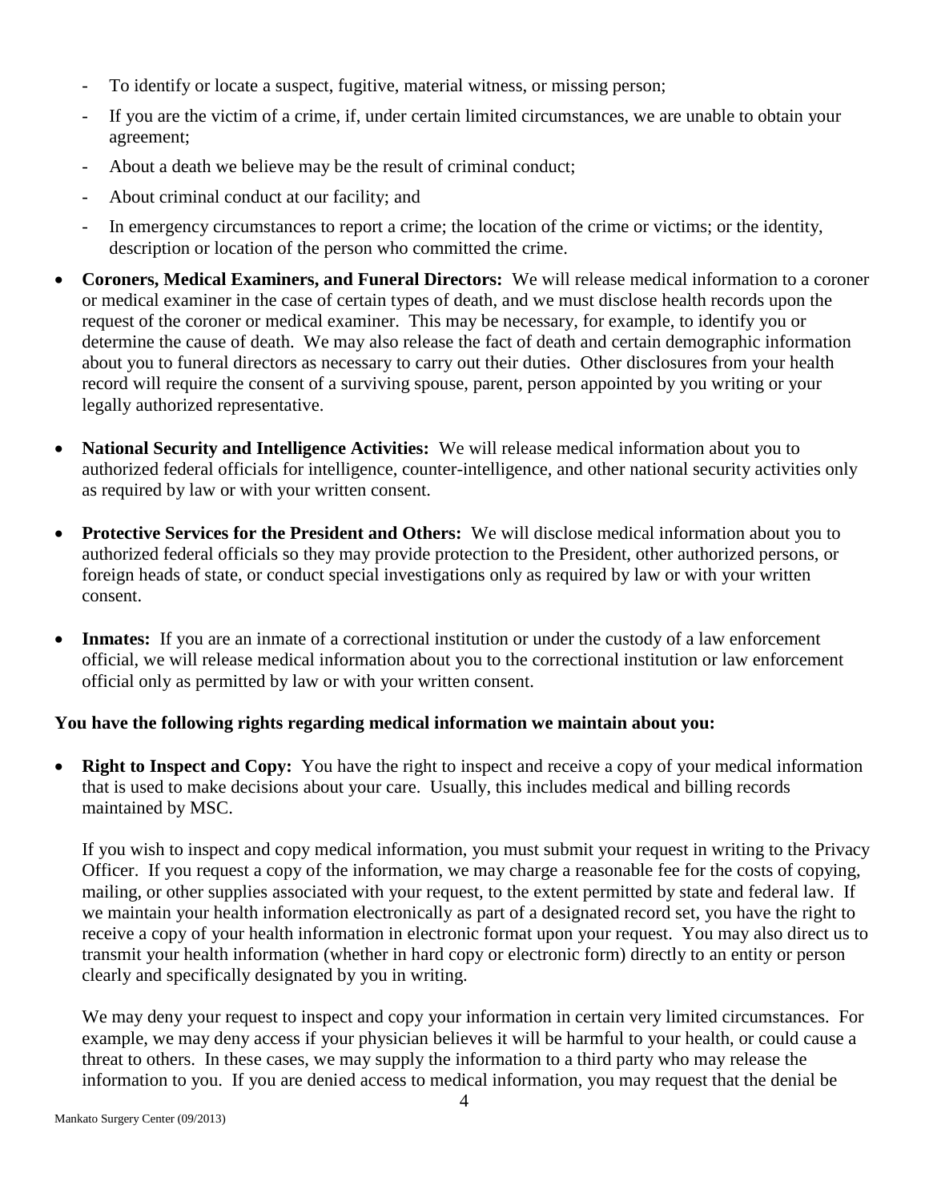- To identify or locate a suspect, fugitive, material witness, or missing person;
  - If you are the victim of a crime, if, under certain limited circumstances, we are unable to obtain your agreement;
  - About a death we believe may be the result of criminal conduct;
  - About criminal conduct at our facility; and
  - In emergency circumstances to report a crime; the location of the crime or victims; or the identity, description or location of the person who committed the crime.

- **Coroners, Medical Examiners, and Funeral Directors:** We will release medical information to a coroner or medical examiner in the case of certain types of death, and we must disclose health records upon the request of the coroner or medical examiner. This may be necessary, for example, to identify you or determine the cause of death. We may also release the fact of death and certain demographic information about you to funeral directors as necessary to carry out their duties. Other disclosures from your health record will require the consent of a surviving spouse, parent, person appointed by you writing or your legally authorized representative.

- **National Security and Intelligence Activities:** We will release medical information about you to authorized federal officials for intelligence, counter-intelligence, and other national security activities only as required by law or with your written consent.

- **Protective Services for the President and Others:** We will disclose medical information about you to authorized federal officials so they may provide protection to the President, other authorized persons, or foreign heads of state, or conduct special investigations only as required by law or with your written consent.

- **Inmates:** If you are an inmate of a correctional institution or under the custody of a law enforcement official, we will release medical information about you to the correctional institution or law enforcement official only as permitted by law or with your written consent.

**You have the following rights regarding medical information we maintain about you:**

- **Right to Inspect and Copy:** You have the right to inspect and receive a copy of your medical information that is used to make decisions about your care. Usually, this includes medical and billing records maintained by MSC.

  If you wish to inspect and copy medical information, you must submit your request in writing to the Privacy Officer. If you request a copy of the information, we may charge a reasonable fee for the costs of copying, mailing, or other supplies associated with your request, to the extent permitted by state and federal law. If we maintain your health information electronically as part of a designated record set, you have the right to receive a copy of your health information in electronic format upon your request. You may also direct us to transmit your health information (whether in hard copy or electronic form) directly to an entity or person clearly and specifically designated by you in writing.

  We may deny your request to inspect and copy your information in certain very limited circumstances. For example, we may deny access if your physician believes it will be harmful to your health, or could cause a threat to others. In these cases, we may supply the information to a third party who may release the information to you. If you are denied access to medical information, you may request that the denial be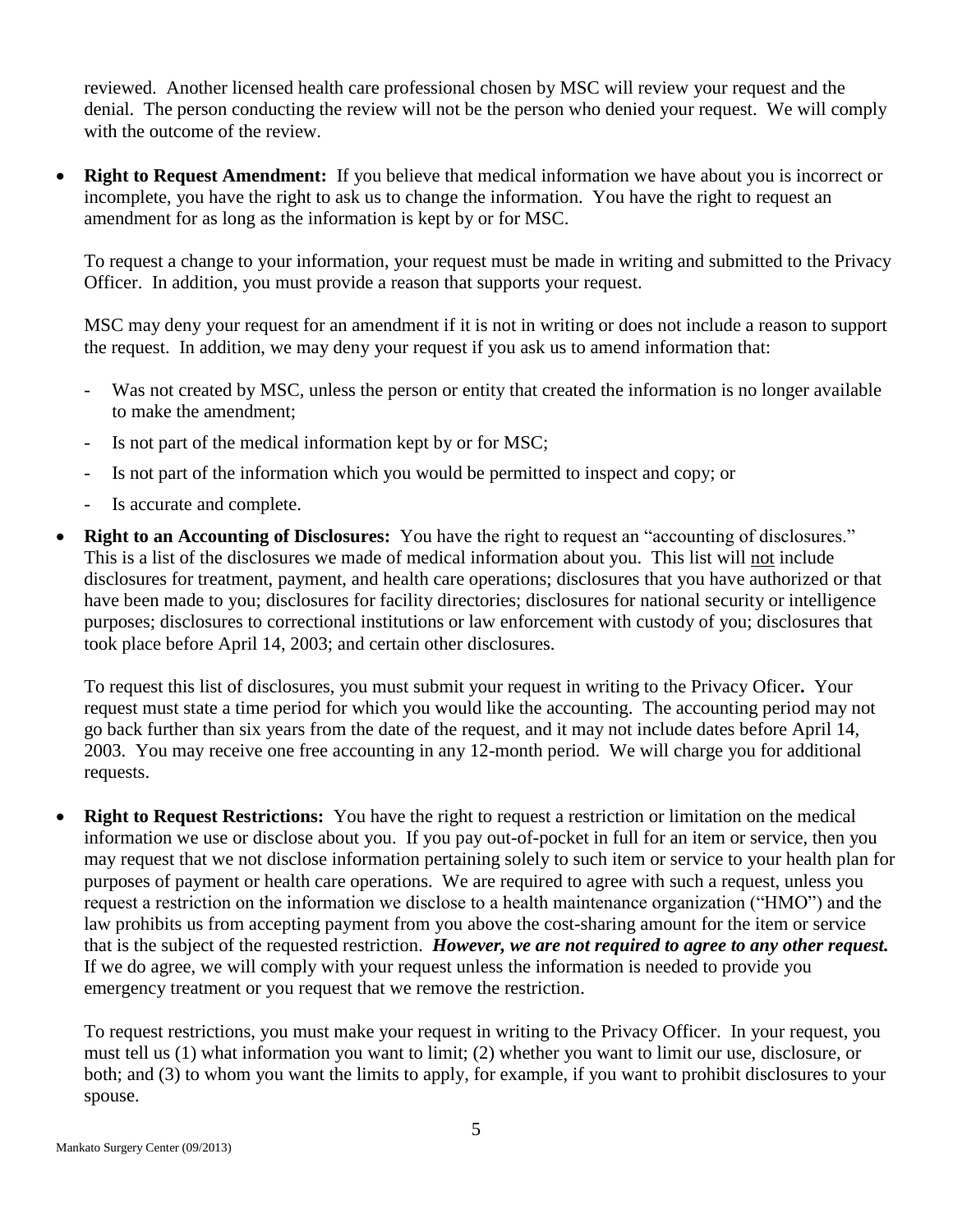reviewed. Another licensed health care professional chosen by MSC will review your request and the denial. The person conducting the review will not be the person who denied your request. We will comply with the outcome of the review.

- **Right to Request Amendment:** If you believe that medical information we have about you is incorrect or incomplete, you have the right to ask us to change the information. You have the right to request an amendment for as long as the information is kept by or for MSC.

  To request a change to your information, your request must be made in writing and submitted to the Privacy Officer. In addition, you must provide a reason that supports your request.

  MSC may deny your request for an amendment if it is not in writing or does not include a reason to support the request. In addition, we may deny your request if you ask us to amend information that:

  - Was not created by MSC, unless the person or entity that created the information is no longer available to make the amendment;
  - Is not part of the medical information kept by or for MSC;
  - Is not part of the information which you would be permitted to inspect and copy; or
  - Is accurate and complete.

- **Right to an Accounting of Disclosures:** You have the right to request an "accounting of disclosures." This is a list of the disclosures we made of medical information about you. This list will <u>not</u> include disclosures for treatment, payment, and health care operations; disclosures that you have authorized or that have been made to you; disclosures for facility directories; disclosures for national security or intelligence purposes; disclosures to correctional institutions or law enforcement with custody of you; disclosures that took place before April 14, 2003; and certain other disclosures.

  To request this list of disclosures, you must submit your request in writing to the Privacy Oficer**.** Your request must state a time period for which you would like the accounting. The accounting period may not go back further than six years from the date of the request, and it may not include dates before April 14, 2003. You may receive one free accounting in any 12-month period. We will charge you for additional requests.

- **Right to Request Restrictions:** You have the right to request a restriction or limitation on the medical information we use or disclose about you. If you pay out-of-pocket in full for an item or service, then you may request that we not disclose information pertaining solely to such item or service to your health plan for purposes of payment or health care operations. We are required to agree with such a request, unless you request a restriction on the information we disclose to a health maintenance organization ("HMO") and the law prohibits us from accepting payment from you above the cost-sharing amount for the item or service that is the subject of the requested restriction. ***However, we are not required to agree to any other request.*** If we do agree, we will comply with your request unless the information is needed to provide you emergency treatment or you request that we remove the restriction.

  To request restrictions, you must make your request in writing to the Privacy Officer. In your request, you must tell us (1) what information you want to limit; (2) whether you want to limit our use, disclosure, or both; and (3) to whom you want the limits to apply, for example, if you want to prohibit disclosures to your spouse.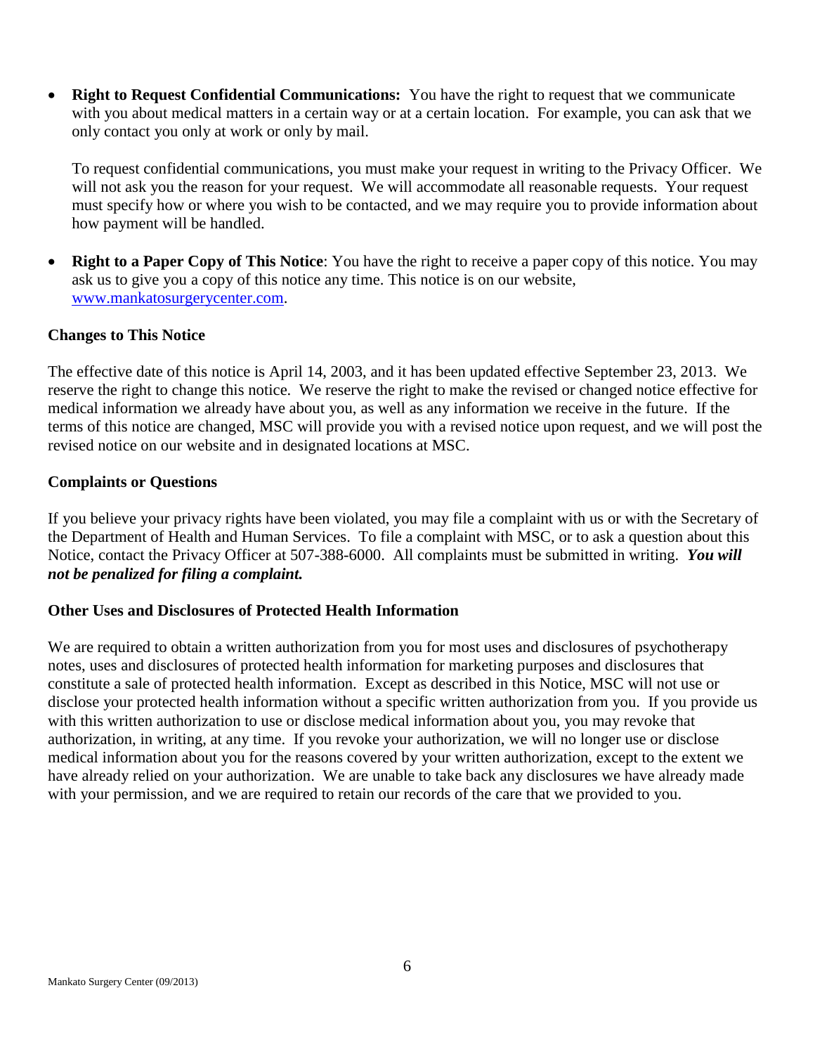- **Right to Request Confidential Communications:** You have the right to request that we communicate with you about medical matters in a certain way or at a certain location. For example, you can ask that we only contact you only at work or only by mail.

  To request confidential communications, you must make your request in writing to the Privacy Officer. We will not ask you the reason for your request. We will accommodate all reasonable requests. Your request must specify how or where you wish to be contacted, and we may require you to provide information about how payment will be handled.

- **Right to a Paper Copy of This Notice**: You have the right to receive a paper copy of this notice. You may ask us to give you a copy of this notice any time. This notice is on our website, [www.mankatosurgerycenter.com](http://www.mankatosurgerycenter.com).

**Changes to This Notice**

The effective date of this notice is April 14, 2003, and it has been updated effective September 23, 2013. We reserve the right to change this notice. We reserve the right to make the revised or changed notice effective for medical information we already have about you, as well as any information we receive in the future. If the terms of this notice are changed, MSC will provide you with a revised notice upon request, and we will post the revised notice on our website and in designated locations at MSC.

**Complaints or Questions**

If you believe your privacy rights have been violated, you may file a complaint with us or with the Secretary of the Department of Health and Human Services. To file a complaint with MSC, or to ask a question about this Notice, contact the Privacy Officer at 507-388-6000. All complaints must be submitted in writing. ***You will not be penalized for filing a complaint.***

**Other Uses and Disclosures of Protected Health Information**

We are required to obtain a written authorization from you for most uses and disclosures of psychotherapy notes, uses and disclosures of protected health information for marketing purposes and disclosures that constitute a sale of protected health information. Except as described in this Notice, MSC will not use or disclose your protected health information without a specific written authorization from you. If you provide us with this written authorization to use or disclose medical information about you, you may revoke that authorization, in writing, at any time. If you revoke your authorization, we will no longer use or disclose medical information about you for the reasons covered by your written authorization, except to the extent we have already relied on your authorization. We are unable to take back any disclosures we have already made with your permission, and we are required to retain our records of the care that we provided to you.